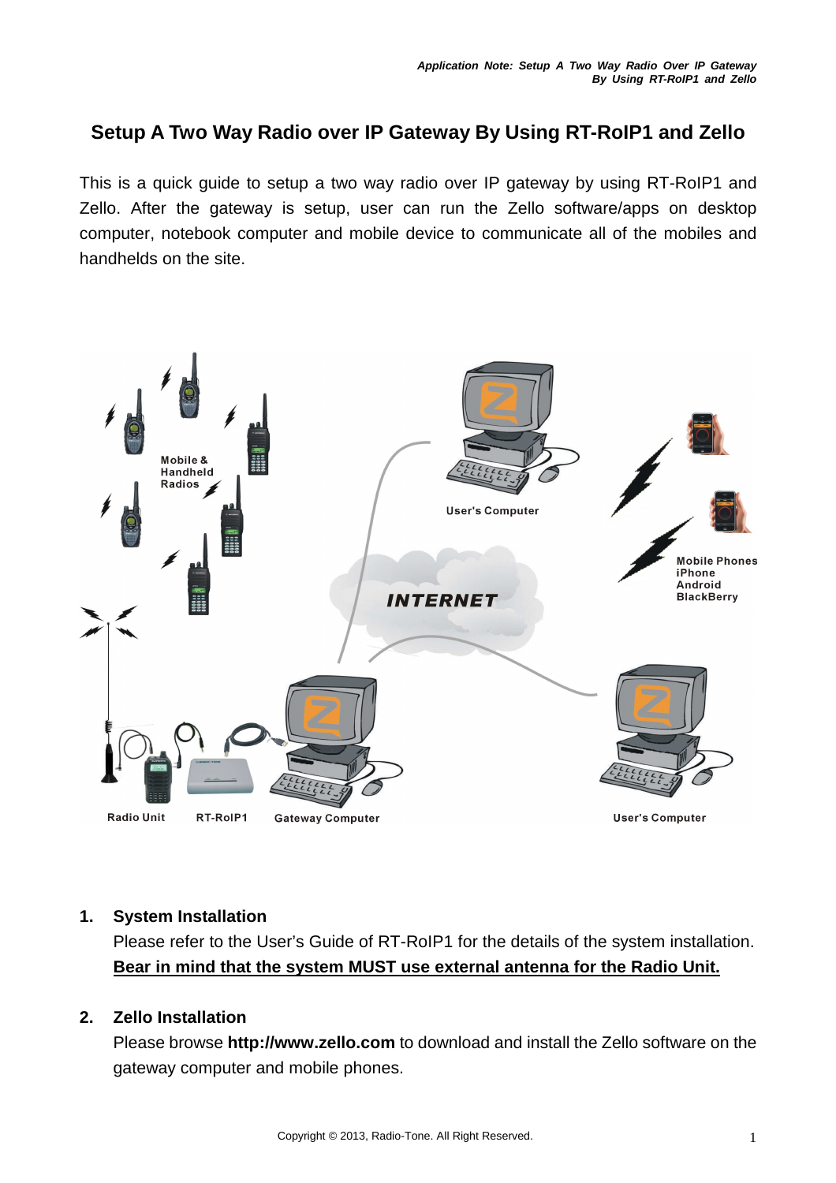# Setup A Two Way Radio over IP Gateway By Using RT-RoIP1 and Zello

This is a quick guide to setup a two way radio over IP gateway by using RT-RoIP1 and Zello. After the gateway is setup, user can run the Zello software/apps on desktop computer, notebook computer and mobile device to communicate all of the mobiles and handhelds on the site.

Mobile & Handheld Radios

User's Computer

Mobile Phones
iPhone
Android
BlackBerry

INTERNET

Radio Unit

RT-RoIP1

Gateway Computer

User's Computer

1. **System Installation**

   Please refer to the User's Guide of RT-RoIP1 for the details of the system installation. **Bear in mind that the system MUST use external antenna for the Radio Unit.**

2. **Zello Installation**

   Please browse **http://www.zello.com** to download and install the Zello software on the gateway computer and mobile phones.

Copyright © 2013, Radio-Tone. All Right Reserved.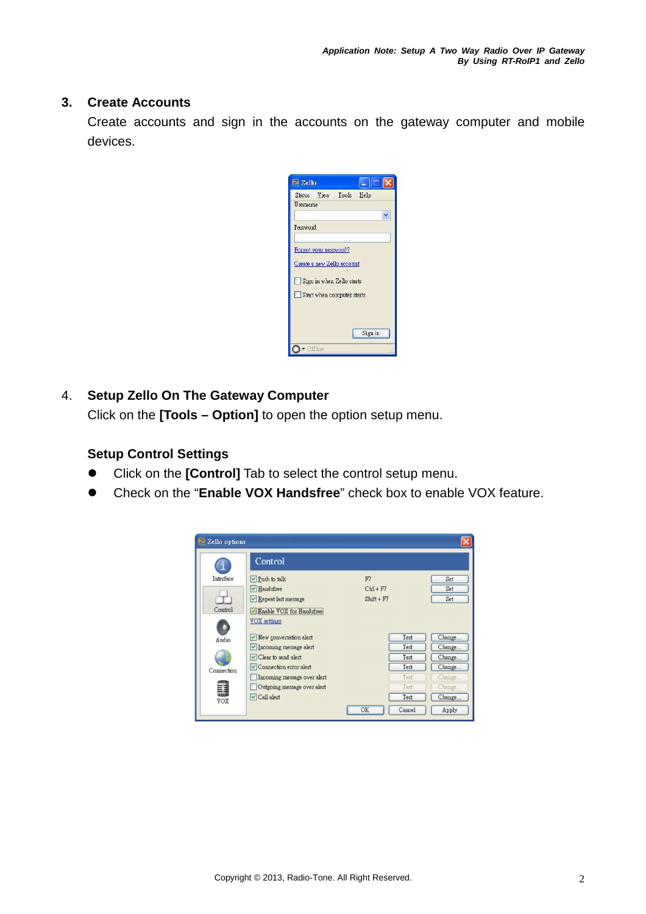### 3. Create Accounts

Create accounts and sign in the accounts on the gateway computer and mobile devices.

### 4. Setup Zello On The Gateway Computer

Click on the **[Tools – Option]** to open the option setup menu.

**Setup Control Settings**

- Click on the **[Control]** Tab to select the control setup menu.
- Check on the "**Enable VOX Handsfree**" check box to enable VOX feature.

Copyright © 2013, Radio-Tone. All Right Reserved.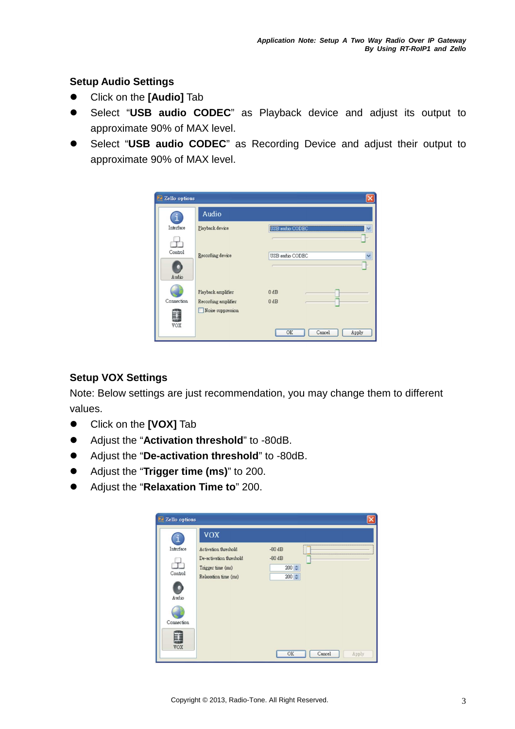### Setup Audio Settings

- Click on the **[Audio]** Tab
- Select "**USB audio CODEC**" as Playback device and adjust its output to approximate 90% of MAX level.
- Select "**USB audio CODEC**" as Recording Device and adjust their output to approximate 90% of MAX level.

### Setup VOX Settings

Note: Below settings are just recommendation, you may change them to different values.

- Click on the **[VOX]** Tab
- Adjust the "**Activation threshold**" to -80dB.
- Adjust the "**De-activation threshold**" to -80dB.
- Adjust the "**Trigger time (ms)**" to 200.
- Adjust the "**Relaxation Time to**" 200.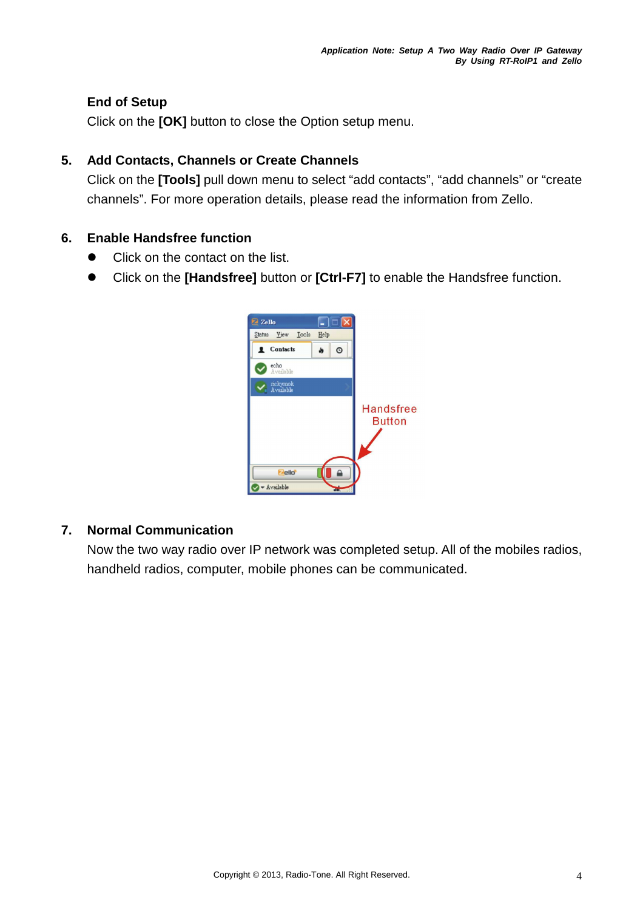### End of Setup

Click on the **[OK]** button to close the Option setup menu.

### 5. Add Contacts, Channels or Create Channels

Click on the **[Tools]** pull down menu to select “add contacts”, “add channels” or “create channels”. For more operation details, please read the information from Zello.

### 6. Enable Handsfree function

- Click on the contact on the list.
- Click on the **[Handsfree]** button or **[Ctrl-F7]** to enable the Handsfree function.

### 7. Normal Communication

Now the two way radio over IP network was completed setup. All of the mobiles radios, handheld radios, computer, mobile phones can be communicated.